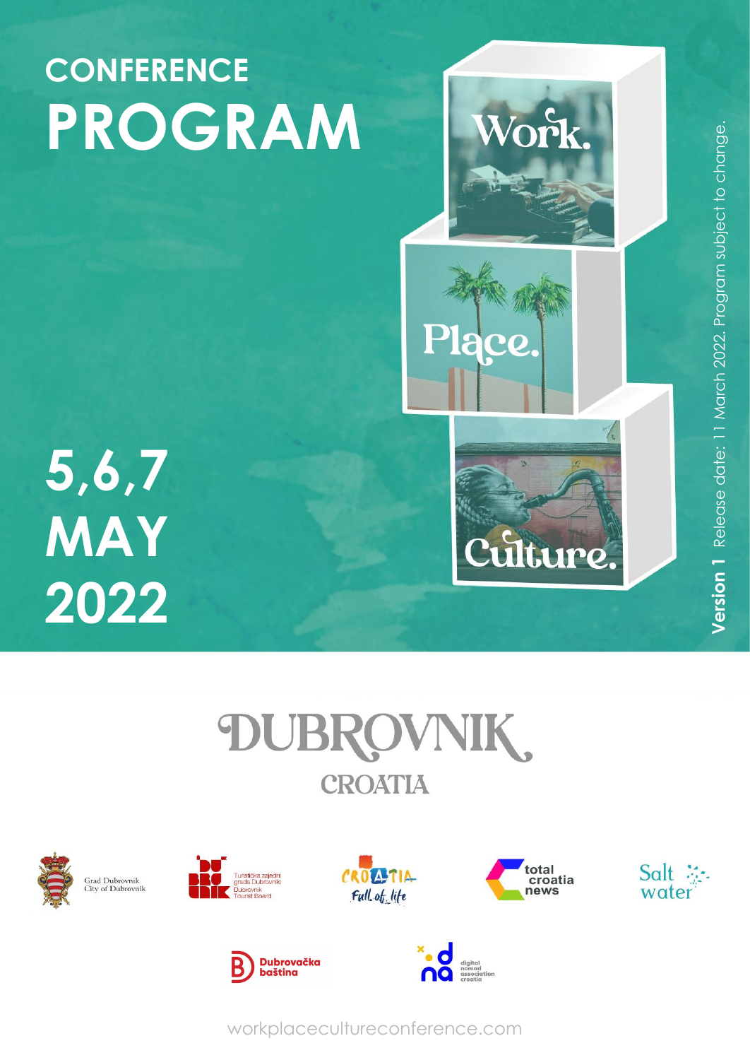# CONFERENCE PROGRAM

Work.

Place.

Culture.

**5,6,7 MAY 2022**

**Version 1** Release date: 11 March 2022. Program subject to change.

DUBROVNIK

CROATIA

Grad Dubrovnik
City of Dubrovnik

Turistička zajednica grada Dubrovnika
Dubrovnik Tourist Board

CROATIA Full of life

total croatia news

Salt water

Dubrovačka baština

digital nomad association croatia

workplacecultureconference.com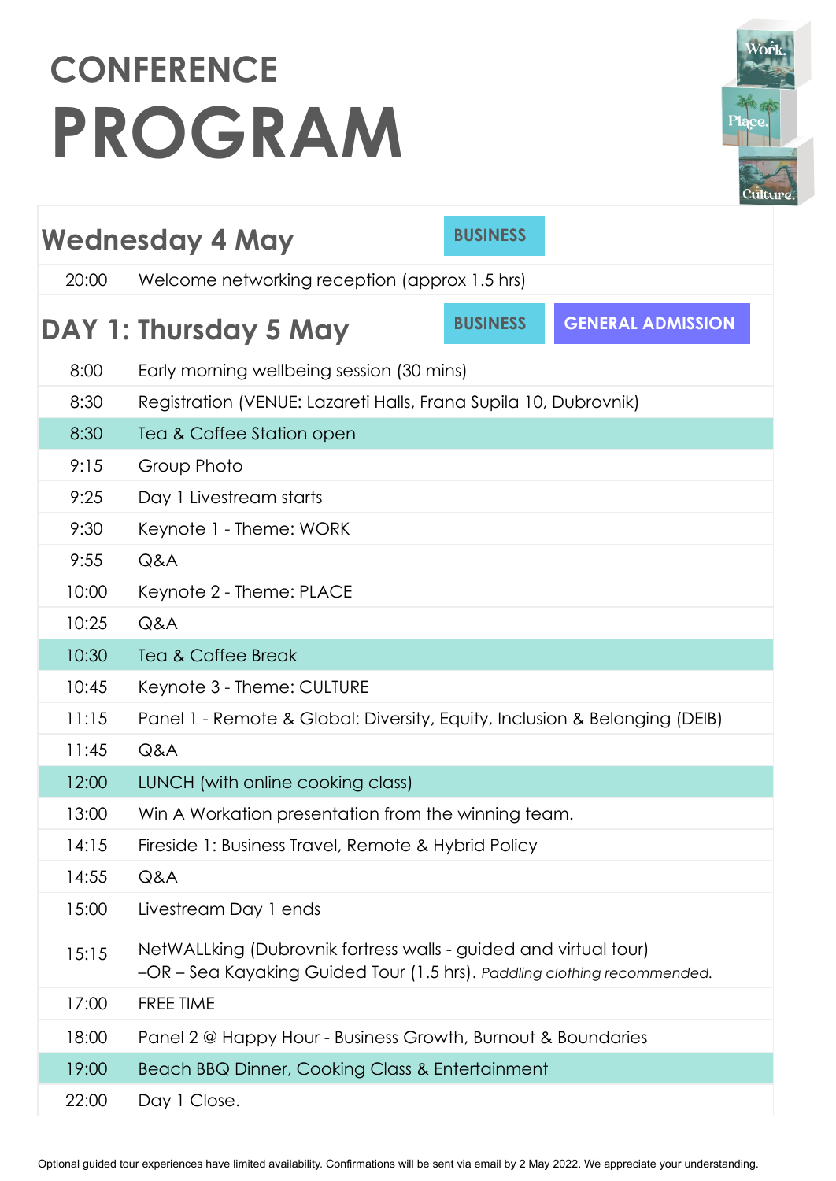# CONFERENCE PROGRAM

## Wednesday 4 May

**BUSINESS**

| | |
|---|---|
| 20:00 | Welcome networking reception (approx 1.5 hrs) |

## DAY 1: Thursday 5 May

**BUSINESS** **GENERAL ADMISSION**

| | |
|---|---|
| 8:00 | Early morning wellbeing session (30 mins) |
| 8:30 | Registration (VENUE: Lazareti Halls, Frana Supila 10, Dubrovnik) |
| 8:30 | Tea & Coffee Station open |
| 9:15 | Group Photo |
| 9:25 | Day 1 Livestream starts |
| 9:30 | Keynote 1 - Theme: WORK |
| 9:55 | Q&A |
| 10:00 | Keynote 2 - Theme: PLACE |
| 10:25 | Q&A |
| 10:30 | Tea & Coffee Break |
| 10:45 | Keynote 3 - Theme: CULTURE |
| 11:15 | Panel 1 - Remote & Global: Diversity, Equity, Inclusion & Belonging (DEIB) |
| 11:45 | Q&A |
| 12:00 | LUNCH (with online cooking class) |
| 13:00 | Win A Workation presentation from the winning team. |
| 14:15 | Fireside 1: Business Travel, Remote & Hybrid Policy |
| 14:55 | Q&A |
| 15:00 | Livestream Day 1 ends |
| 15:15 | NetWALLking (Dubrovnik fortress walls - guided and virtual tour) –OR – Sea Kayaking Guided Tour (1.5 hrs). *Paddling clothing recommended.* |
| 17:00 | FREE TIME |
| 18:00 | Panel 2 @ Happy Hour - Business Growth, Burnout & Boundaries |
| 19:00 | Beach BBQ Dinner, Cooking Class & Entertainment |
| 22:00 | Day 1 Close. |

Optional guided tour experiences have limited availability. Confirmations will be sent via email by 2 May 2022. We appreciate your understanding.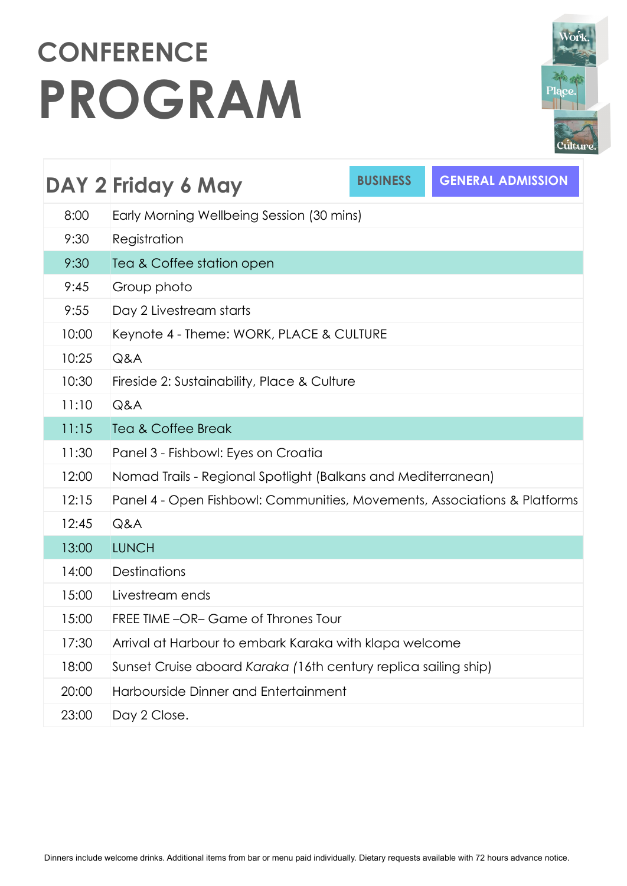# CONFERENCE PROGRAM

| DAY 2 | Friday 6 May BUSINESS GENERAL ADMISSION |
|---|---|
| 8:00 | Early Morning Wellbeing Session (30 mins) |
| 9:30 | Registration |
| 9:30 | Tea & Coffee station open |
| 9:45 | Group photo |
| 9:55 | Day 2 Livestream starts |
| 10:00 | Keynote 4 - Theme: WORK, PLACE & CULTURE |
| 10:25 | Q&A |
| 10:30 | Fireside 2: Sustainability, Place & Culture |
| 11:10 | Q&A |
| 11:15 | Tea & Coffee Break |
| 11:30 | Panel 3 - Fishbowl: Eyes on Croatia |
| 12:00 | Nomad Trails - Regional Spotlight (Balkans and Mediterranean) |
| 12:15 | Panel 4 - Open Fishbowl: Communities, Movements, Associations & Platforms |
| 12:45 | Q&A |
| 13:00 | LUNCH |
| 14:00 | Destinations |
| 15:00 | Livestream ends |
| 15:00 | FREE TIME –OR– Game of Thrones Tour |
| 17:30 | Arrival at Harbour to embark Karaka with klapa welcome |
| 18:00 | Sunset Cruise aboard *Karaka* (16th century replica sailing ship) |
| 20:00 | Harbourside Dinner and Entertainment |
| 23:00 | Day 2 Close. |

Dinners include welcome drinks. Additional items from bar or menu paid individually. Dietary requests available with 72 hours advance notice.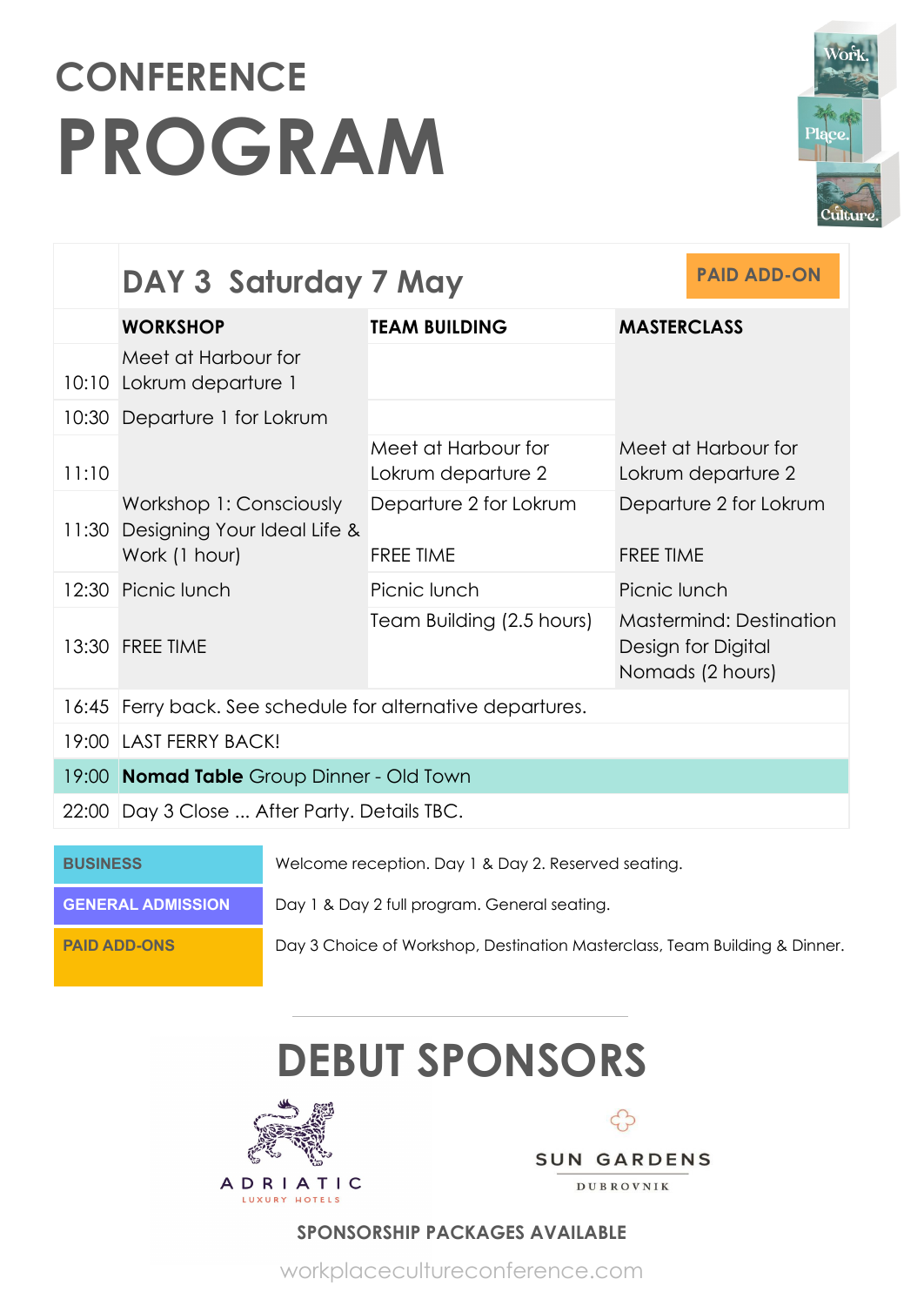# CONFERENCE PROGRAM

## DAY 3 Saturday 7 May

PAID ADD-ON

| | WORKSHOP | TEAM BUILDING | MASTERCLASS |
|---|---|---|---|
| 10:10 | Meet at Harbour for Lokrum departure 1 | | |
| 10:30 | Departure 1 for Lokrum | | |
| 11:10 | | Meet at Harbour for Lokrum departure 2 | Meet at Harbour for Lokrum departure 2 |
| 11:30 | Workshop 1: Consciously Designing Your Ideal Life & Work (1 hour) | Departure 2 for Lokrum<br><br>FREE TIME | Departure 2 for Lokrum<br><br>FREE TIME |
| 12:30 | Picnic lunch | Picnic lunch | Picnic lunch |
| 13:30 | FREE TIME | Team Building (2.5 hours) | Mastermind: Destination Design for Digital Nomads (2 hours) |
| 16:45 | Ferry back. See schedule for alternative departures. | | |
| 19:00 | LAST FERRY BACK! | | |
| 19:00 | **Nomad Table** Group Dinner - Old Town | | |
| 22:00 | Day 3 Close ... After Party. Details TBC. | | |

| | |
|---|---|
| **BUSINESS** | Welcome reception. Day 1 & Day 2. Reserved seating. |
| **GENERAL ADMISSION** | Day 1 & Day 2 full program. General seating. |
| **PAID ADD-ONS** | Day 3 Choice of Workshop, Destination Masterclass, Team Building & Dinner. |

## DEBUT SPONSORS

ADRIATIC LUXURY HOTELS

SUN GARDENS DUBROVNIK

**SPONSORSHIP PACKAGES AVAILABLE**

workplacecultureconference.com